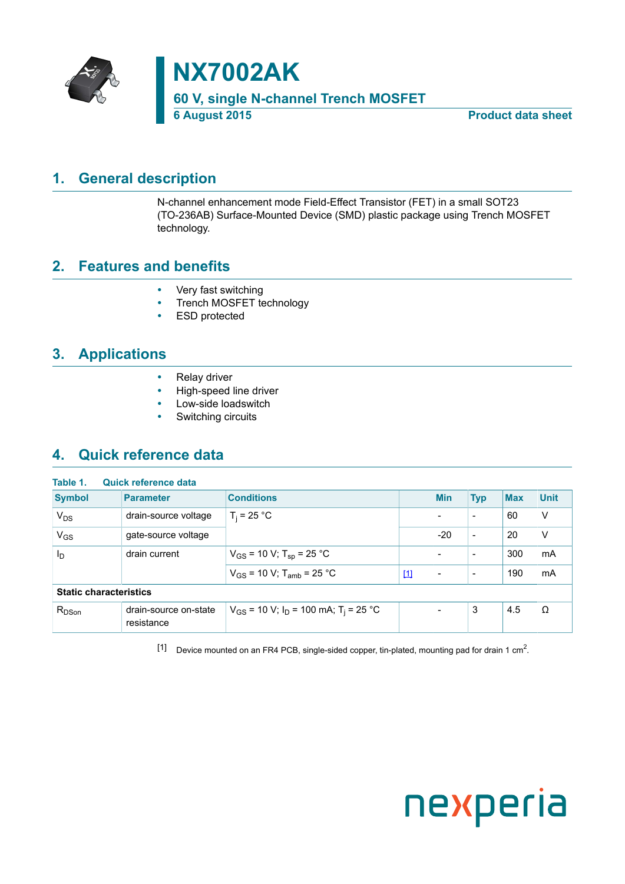# NX7002AK

## 60 V, single N-channel Trench MOSFET

**6 August 2015** **Product data sheet**

## 1. General description

N-channel enhancement mode Field-Effect Transistor (FET) in a small SOT23 (TO-236AB) Surface-Mounted Device (SMD) plastic package using Trench MOSFET technology.

## 2. Features and benefits

- Very fast switching
- Trench MOSFET technology
- ESD protected

## 3. Applications

- Relay driver
- High-speed line driver
- Low-side loadswitch
- Switching circuits

## 4. Quick reference data

**Table 1. Quick reference data**

| Symbol | Parameter | Conditions | | Min | Typ | Max | Unit |
|---|---|---|---|---|---|---|---|
| $V_{DS}$ | drain-source voltage | $T_j$ = 25 °C | | - | - | 60 | V |
| $V_{GS}$ | gate-source voltage | | | -20 | - | 20 | V |
| $I_D$ | drain current | $V_{GS}$ = 10 V; $T_{sp}$ = 25 °C | | - | - | 300 | mA |
| | | $V_{GS}$ = 10 V; $T_{amb}$ = 25 °C | [1] | - | - | 190 | mA |
| **Static characteristics** | | | | | | | |
| $R_{DSon}$ | drain-source on-state resistance | $V_{GS}$ = 10 V; $I_D$ = 100 mA; $T_j$ = 25 °C | | - | 3 | 4.5 | Ω |

[1] Device mounted on an FR4 PCB, single-sided copper, tin-plated, mounting pad for drain 1 $cm^2$.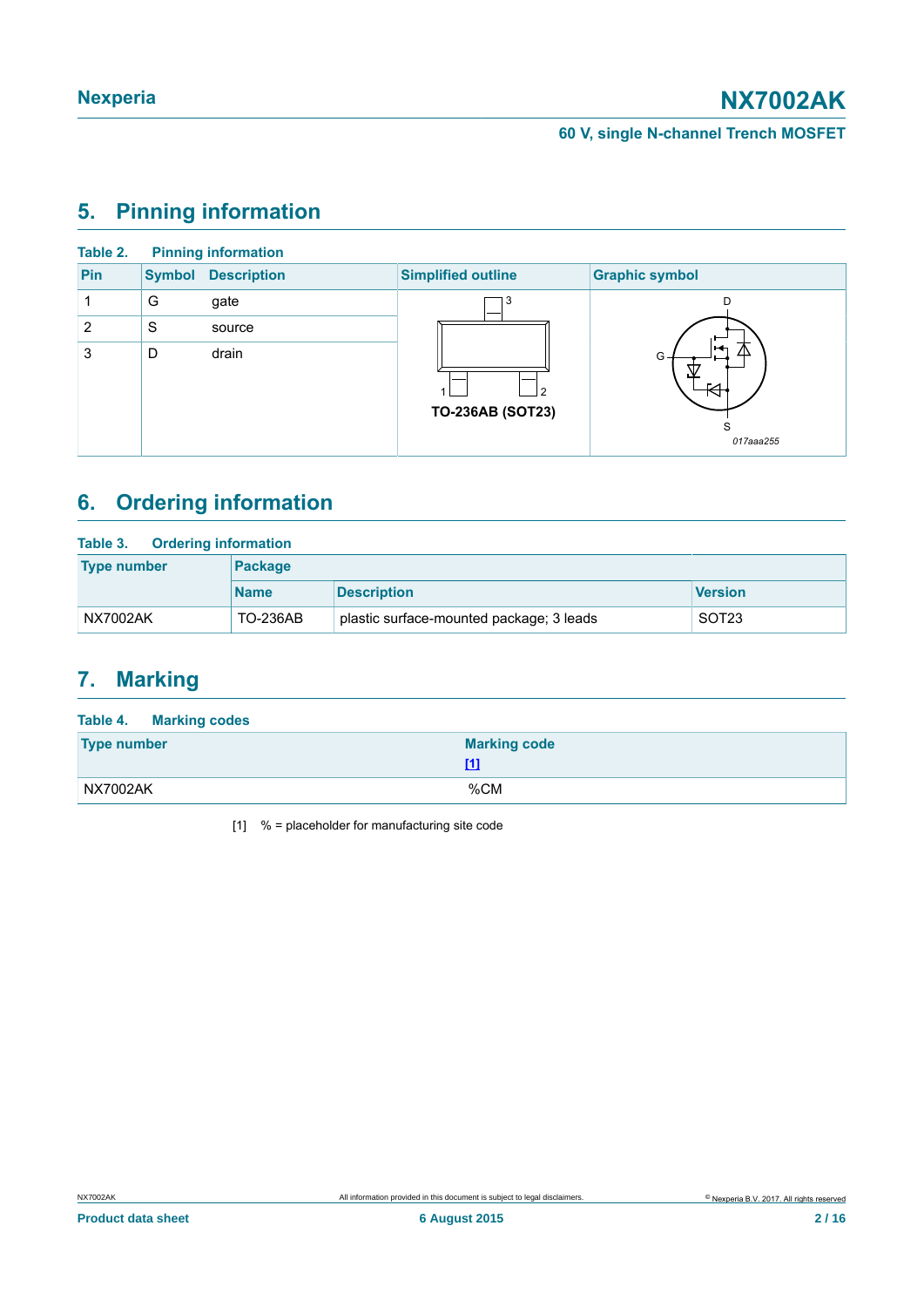## 5. Pinning information

**Table 2. Pinning information**

| Pin | Symbol | Description | Simplified outline | Graphic symbol |
|---|---|---|---|---|
| 1 | G | gate | TO-236AB (SOT23) | 017aaa255 |
| 2 | S | source | | |
| 3 | D | drain | | |

## 6. Ordering information

**Table 3. Ordering information**

| Type number | Package | | |
|---|---|---|---|
| | Name | Description | Version |
| NX7002AK | TO-236AB | plastic surface-mounted package; 3 leads | SOT23 |

## 7. Marking

**Table 4. Marking codes**

| Type number | Marking code [1] |
|---|---|
| NX7002AK | %CM |

[1] % = placeholder for manufacturing site code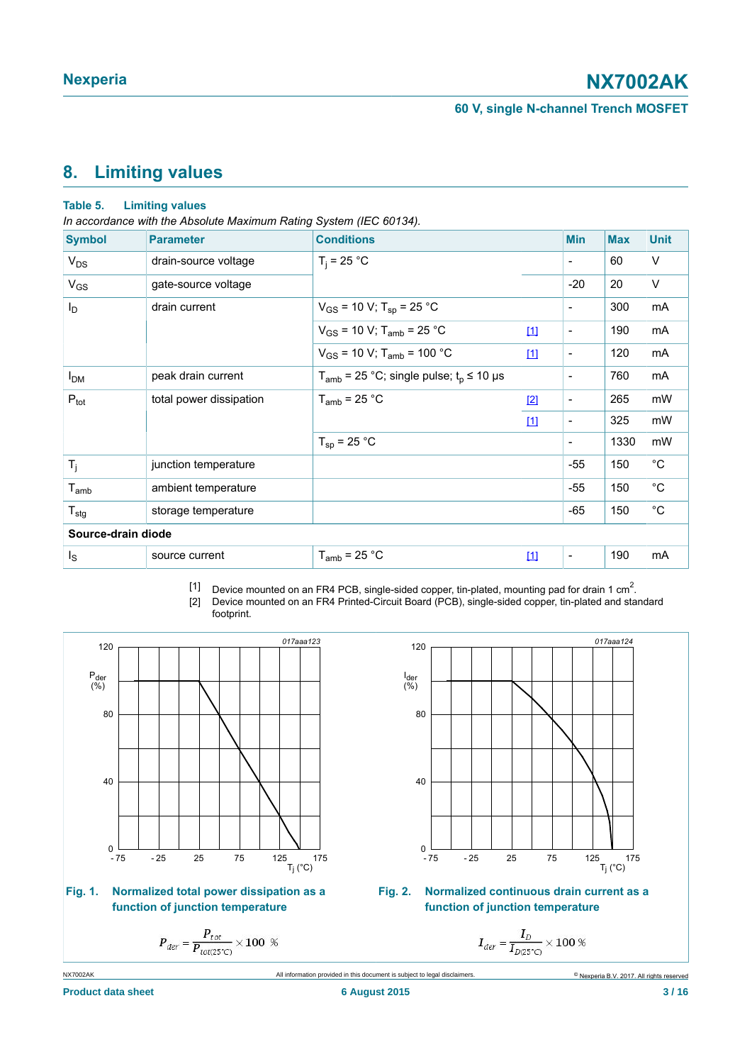# 8. Limiting values

**Table 5. Limiting values**

*In accordance with the Absolute Maximum Rating System (IEC 60134).*

| Symbol | Parameter | Conditions | | Min | Max | Unit |
|---|---|---|---|---|---|---|
| $V_{DS}$ | drain-source voltage | $T_j$ = 25 °C | | - | 60 | V |
| $V_{GS}$ | gate-source voltage | | | -20 | 20 | V |
| $I_D$ | drain current | $V_{GS}$ = 10 V; $T_{sp}$ = 25 °C | | - | 300 | mA |
| | | $V_{GS}$ = 10 V; $T_{amb}$ = 25 °C | [1] | - | 190 | mA |
| | | $V_{GS}$ = 10 V; $T_{amb}$ = 100 °C | [1] | - | 120 | mA |
| $I_{DM}$ | peak drain current | $T_{amb}$ = 25 °C; single pulse; $t_p$ ≤ 10 µs | | - | 760 | mA |
| $P_{tot}$ | total power dissipation | $T_{amb}$ = 25 °C | [2] | - | 265 | mW |
| | | | [1] | - | 325 | mW |
| | | $T_{sp}$ = 25 °C | | - | 1330 | mW |
| $T_j$ | junction temperature | | | -55 | 150 | °C |
| $T_{amb}$ | ambient temperature | | | -55 | 150 | °C |
| $T_{stg}$ | storage temperature | | | -65 | 150 | °C |
| **Source-drain diode** | | | | | | |
| $I_S$ | source current | $T_{amb}$ = 25 °C | [1] | - | 190 | mA |

[1] Device mounted on an FR4 PCB, single-sided copper, tin-plated, mounting pad for drain 1 $cm^2$.

[2] Device mounted on an FR4 Printed-Circuit Board (PCB), single-sided copper, tin-plated and standard footprint.

**Fig. 1. Normalized total power dissipation as a function of junction temperature**

$$P_{der} = \frac{P_{tot}}{P_{tot(25°C)}} \times 100\ \%$$

**Fig. 2. Normalized continuous drain current as a function of junction temperature**

$$I_{der} = \frac{I_D}{I_{D(25°C)}} \times 100\ \%$$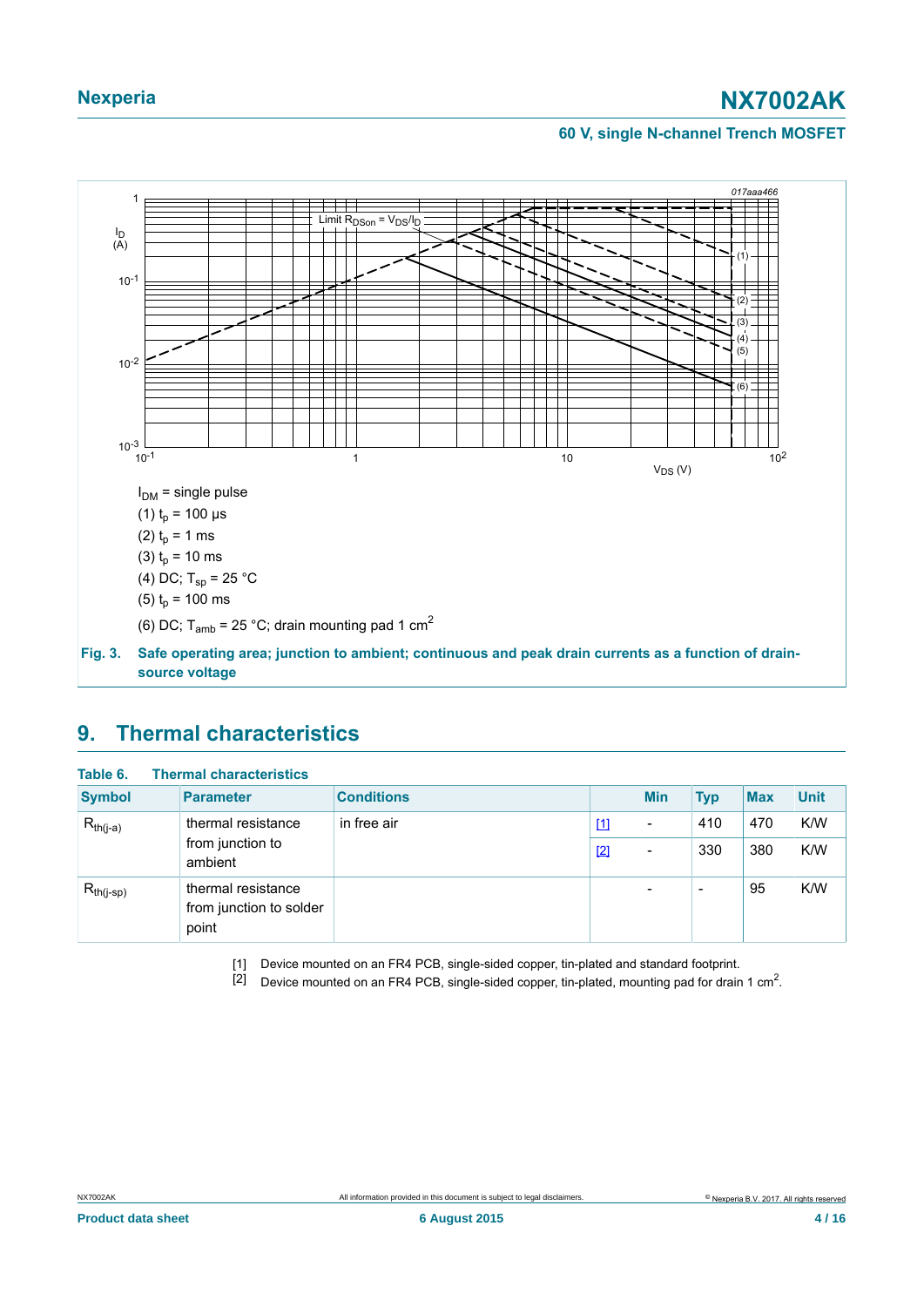$I_{DM}$ = single pulse

(1) $t_p$ = 100 µs

(2) $t_p$ = 1 ms

(3) $t_p$ = 10 ms

(4) DC; $T_{sp}$ = 25 °C

(5) $t_p$ = 100 ms

(6) DC; $T_{amb}$ = 25 °C; drain mounting pad 1 $cm^2$

**Fig. 3. Safe operating area; junction to ambient; continuous and peak drain currents as a function of drain-source voltage**

## 9. Thermal characteristics

**Table 6. Thermal characteristics**

| Symbol | Parameter | Conditions | | Min | Typ | Max | Unit |
|---|---|---|---|---|---|---|---|
| $R_{th(j-a)}$ | thermal resistance from junction to ambient | in free air | [1] | - | 410 | 470 | K/W |
| | | | [2] | - | 330 | 380 | K/W |
| $R_{th(j-sp)}$ | thermal resistance from junction to solder point | | | - | - | 95 | K/W |

[1] Device mounted on an FR4 PCB, single-sided copper, tin-plated and standard footprint.

[2] Device mounted on an FR4 PCB, single-sided copper, tin-plated, mounting pad for drain 1 $cm^2$.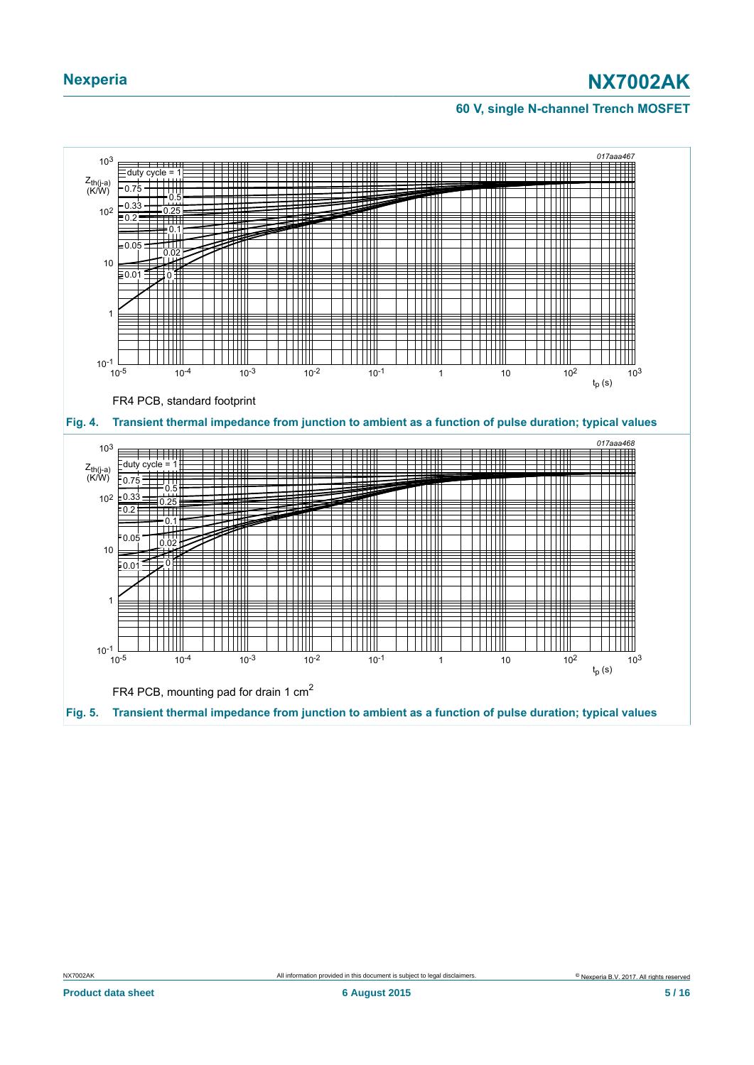FR4 PCB, standard footprint

**Fig. 4. Transient thermal impedance from junction to ambient as a function of pulse duration; typical values**

FR4 PCB, mounting pad for drain 1 $cm^2$

**Fig. 5. Transient thermal impedance from junction to ambient as a function of pulse duration; typical values**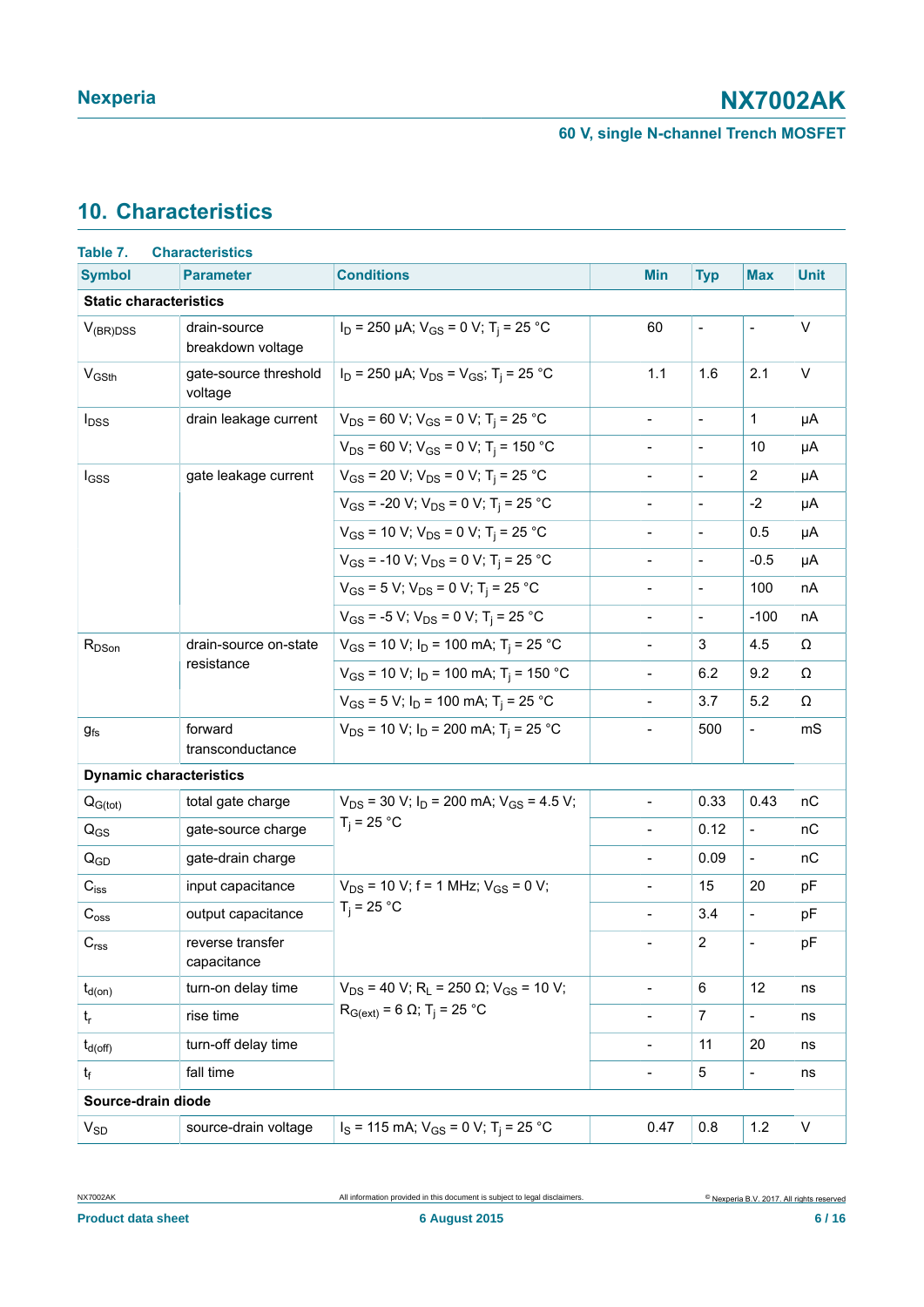## 10. Characteristics

**Table 7. Characteristics**

| Symbol | Parameter | Conditions | Min | Typ | Max | Unit |
|---|---|---|---|---|---|---|
| **Static characteristics** | | | | | | |
| $V_{(BR)DSS}$ | drain-source breakdown voltage | $I_D$ = 250 µA; $V_{GS}$ = 0 V; $T_j$ = 25 °C | 60 | - | - | V |
| $V_{GSth}$ | gate-source threshold voltage | $I_D$ = 250 µA; $V_{DS}$ = $V_{GS}$; $T_j$ = 25 °C | 1.1 | 1.6 | 2.1 | V |
| $I_{DSS}$ | drain leakage current | $V_{DS}$ = 60 V; $V_{GS}$ = 0 V; $T_j$ = 25 °C | - | - | 1 | µA |
| | | $V_{DS}$ = 60 V; $V_{GS}$ = 0 V; $T_j$ = 150 °C | - | - | 10 | µA |
| $I_{GSS}$ | gate leakage current | $V_{GS}$ = 20 V; $V_{DS}$ = 0 V; $T_j$ = 25 °C | - | - | 2 | µA |
| | | $V_{GS}$ = -20 V; $V_{DS}$ = 0 V; $T_j$ = 25 °C | - | - | -2 | µA |
| | | $V_{GS}$ = 10 V; $V_{DS}$ = 0 V; $T_j$ = 25 °C | - | - | 0.5 | µA |
| | | $V_{GS}$ = -10 V; $V_{DS}$ = 0 V; $T_j$ = 25 °C | - | - | -0.5 | µA |
| | | $V_{GS}$ = 5 V; $V_{DS}$ = 0 V; $T_j$ = 25 °C | - | - | 100 | nA |
| | | $V_{GS}$ = -5 V; $V_{DS}$ = 0 V; $T_j$ = 25 °C | - | - | -100 | nA |
| $R_{DSon}$ | drain-source on-state resistance | $V_{GS}$ = 10 V; $I_D$ = 100 mA; $T_j$ = 25 °C | - | 3 | 4.5 | Ω |
| | | $V_{GS}$ = 10 V; $I_D$ = 100 mA; $T_j$ = 150 °C | - | 6.2 | 9.2 | Ω |
| | | $V_{GS}$ = 5 V; $I_D$ = 100 mA; $T_j$ = 25 °C | - | 3.7 | 5.2 | Ω |
| $g_{fs}$ | forward transconductance | $V_{DS}$ = 10 V; $I_D$ = 200 mA; $T_j$ = 25 °C | - | 500 | - | mS |
| **Dynamic characteristics** | | | | | | |
| $Q_{G(tot)}$ | total gate charge | $V_{DS}$ = 30 V; $I_D$ = 200 mA; $V_{GS}$ = 4.5 V; $T_j$ = 25 °C | - | 0.33 | 0.43 | nC |
| $Q_{GS}$ | gate-source charge | | - | 0.12 | - | nC |
| $Q_{GD}$ | gate-drain charge | | - | 0.09 | - | nC |
| $C_{iss}$ | input capacitance | $V_{DS}$ = 10 V; f = 1 MHz; $V_{GS}$ = 0 V; $T_j$ = 25 °C | - | 15 | 20 | pF |
| $C_{oss}$ | output capacitance | | - | 3.4 | - | pF |
| $C_{rss}$ | reverse transfer capacitance | | - | 2 | - | pF |
| $t_{d(on)}$ | turn-on delay time | $V_{DS}$ = 40 V; $R_L$ = 250 Ω; $V_{GS}$ = 10 V; $R_{G(ext)}$ = 6 Ω; $T_j$ = 25 °C | - | 6 | 12 | ns |
| $t_r$ | rise time | | - | 7 | - | ns |
| $t_{d(off)}$ | turn-off delay time | | - | 11 | 20 | ns |
| $t_f$ | fall time | | - | 5 | - | ns |
| **Source-drain diode** | | | | | | |
| $V_{SD}$ | source-drain voltage | $I_S$ = 115 mA; $V_{GS}$ = 0 V; $T_j$ = 25 °C | 0.47 | 0.8 | 1.2 | V |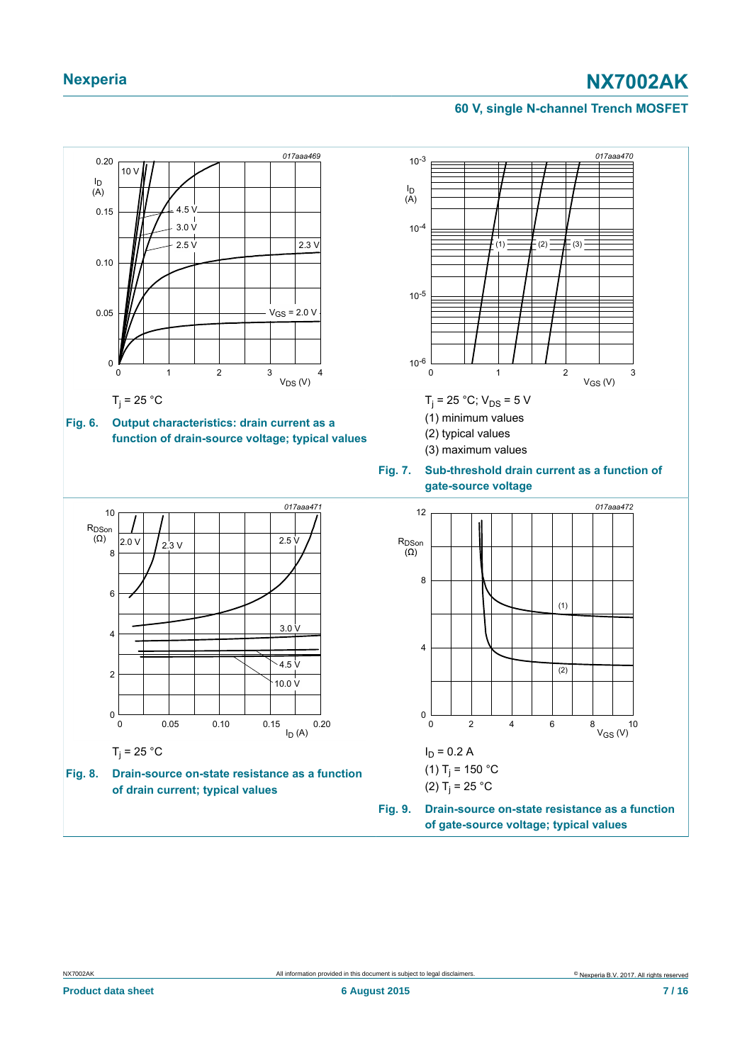$T_j$ = 25 °C

**Fig. 6. Output characteristics: drain current as a function of drain-source voltage; typical values**

$T_j$ = 25 °C; $V_{DS}$ = 5 V

(1) minimum values

(2) typical values

(3) maximum values

**Fig. 7. Sub-threshold drain current as a function of gate-source voltage**

$T_j$ = 25 °C

**Fig. 8. Drain-source on-state resistance as a function of drain current; typical values**

$I_D$ = 0.2 A

(1) $T_j$ = 150 °C

(2) $T_j$ = 25 °C

**Fig. 9. Drain-source on-state resistance as a function of gate-source voltage; typical values**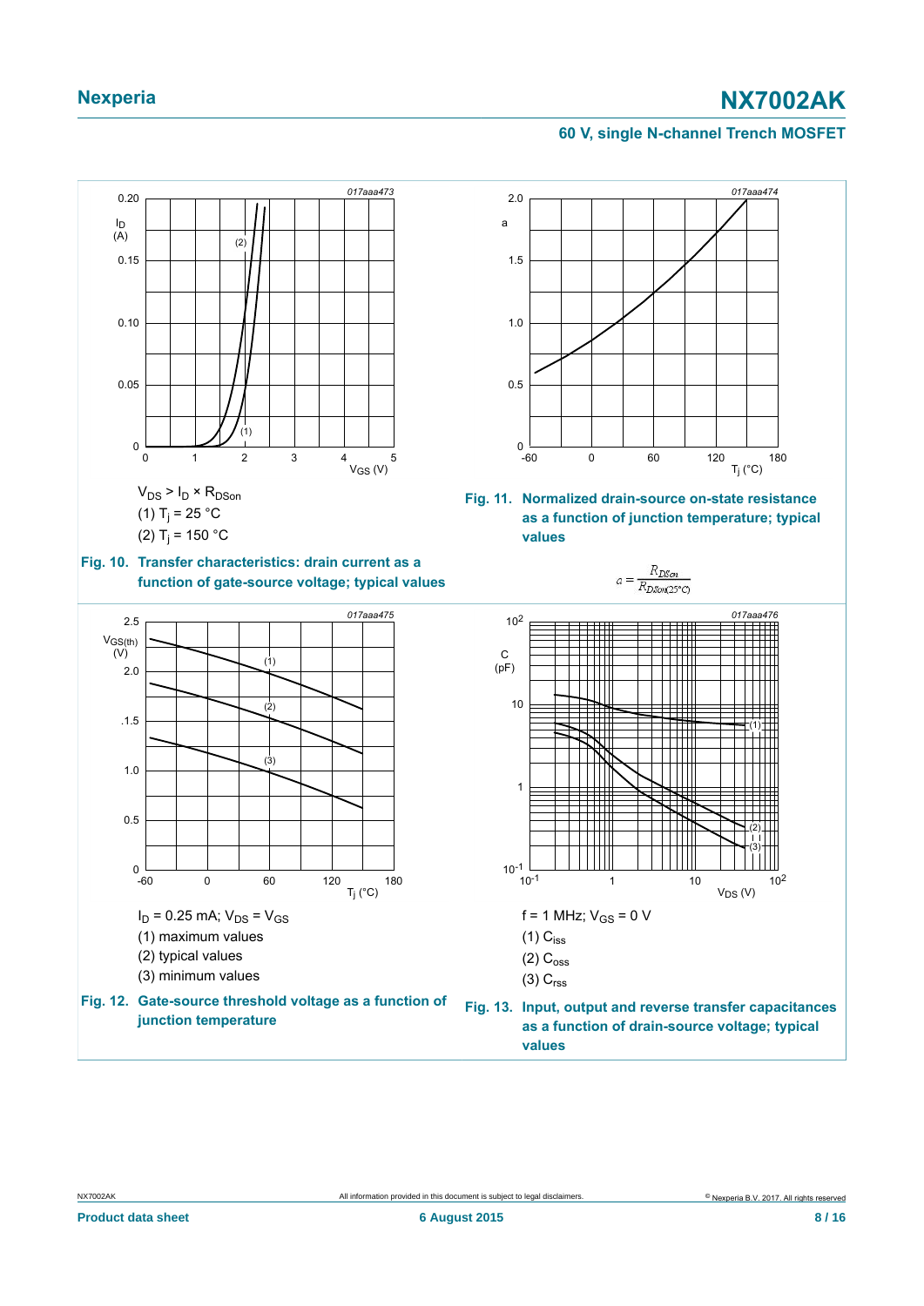$V_{DS} > I_D \times R_{DSon}$

(1) $T_j$ = 25 °C

(2) $T_j$ = 150 °C

**Fig. 10. Transfer characteristics: drain current as a function of gate-source voltage; typical values**

**Fig. 11. Normalized drain-source on-state resistance as a function of junction temperature; typical values**

$$a = \frac{R_{DSon}}{R_{DSon(25°C)}}$$

$I_D$ = 0.25 mA; $V_{DS} = V_{GS}$

(1) maximum values

(2) typical values

(3) minimum values

**Fig. 12. Gate-source threshold voltage as a function of junction temperature**

f = 1 MHz; $V_{GS}$ = 0 V

(1) $C_{iss}$

(2) $C_{oss}$

(3) $C_{rss}$

**Fig. 13. Input, output and reverse transfer capacitances as a function of drain-source voltage; typical values**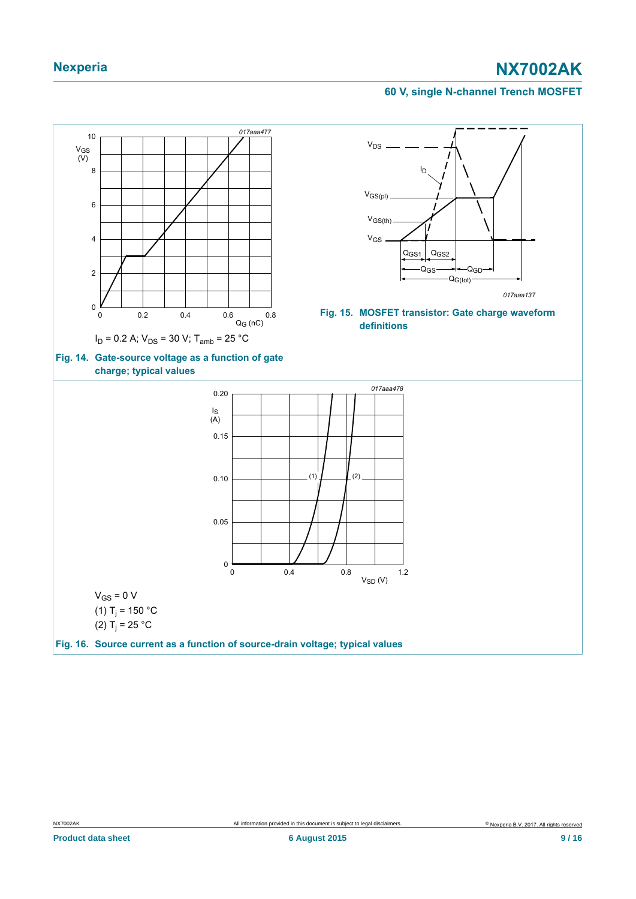$I_D$ = 0.2 A; $V_{DS}$ = 30 V; $T_{amb}$ = 25 °C

**Fig. 14. Gate-source voltage as a function of gate charge; typical values**

**Fig. 15. MOSFET transistor: Gate charge waveform definitions**

$V_{GS}$ = 0 V

(1) $T_j$ = 150 °C

(2) $T_j$ = 25 °C

**Fig. 16. Source current as a function of source-drain voltage; typical values**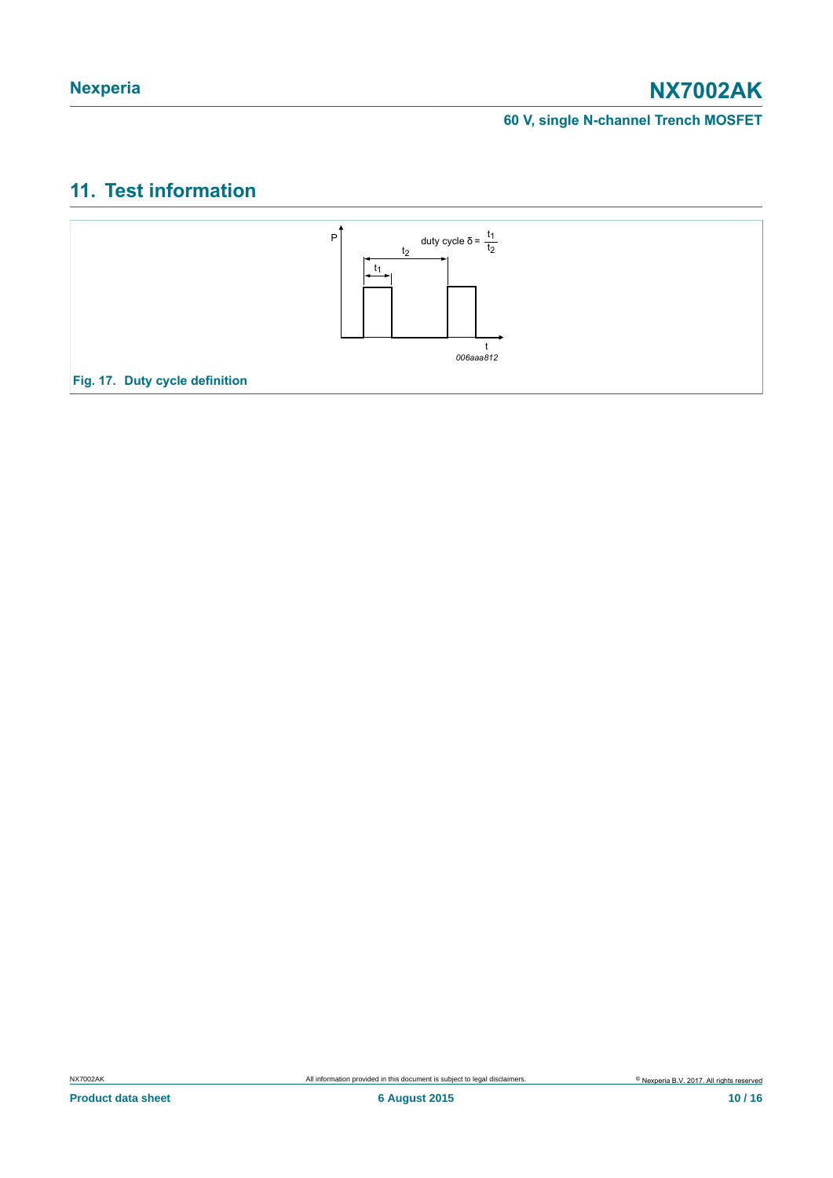## 11. Test information

Fig. 17. Duty cycle definition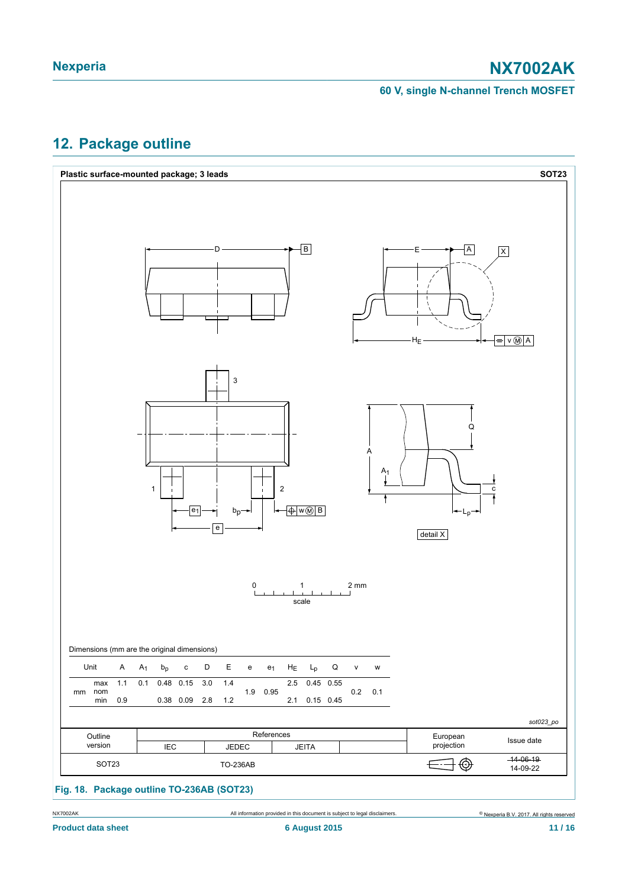## 12. Package outline

**Plastic surface-mounted package; 3 leads** **SOT23**

Dimensions (mm are the original dimensions)

| Unit | | A | $A_1$ | $b_p$ | c | D | E | e | $e_1$ | $H_E$ | $L_p$ | Q | v | w |
|---|---|---|---|---|---|---|---|---|---|---|---|---|---|---|
| mm | max | 1.1 | 0.1 | 0.48 | 0.15 | 3.0 | 1.4 | | | 2.5 | 0.45 | 0.55 | | |
| | nom | | | | | | | 1.9 | 0.95 | | | | 0.2 | 0.1 |
| | min | 0.9 | | 0.38 | 0.09 | 2.8 | 1.2 | | | 2.1 | 0.15 | 0.45 | | |

sot023_po

| Outline version | References | | | | European projection | Issue date |
|---|---|---|---|---|---|---|
| | IEC | JEDEC | JEITA | | | |
| SOT23 | | TO-236AB | | | | ~~14-06-19~~ 14-09-22 |

**Fig. 18. Package outline TO-236AB (SOT23)**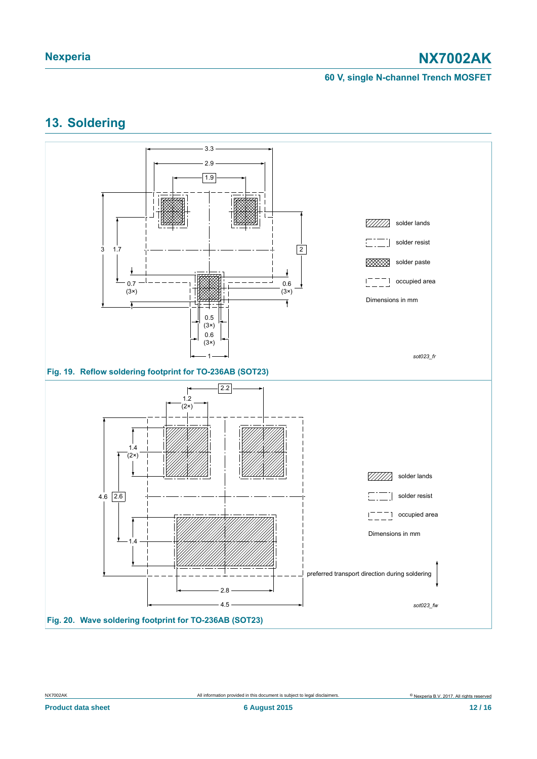## 13. Soldering

**Fig. 19. Reflow soldering footprint for TO-236AB (SOT23)**

**Fig. 20. Wave soldering footprint for TO-236AB (SOT23)**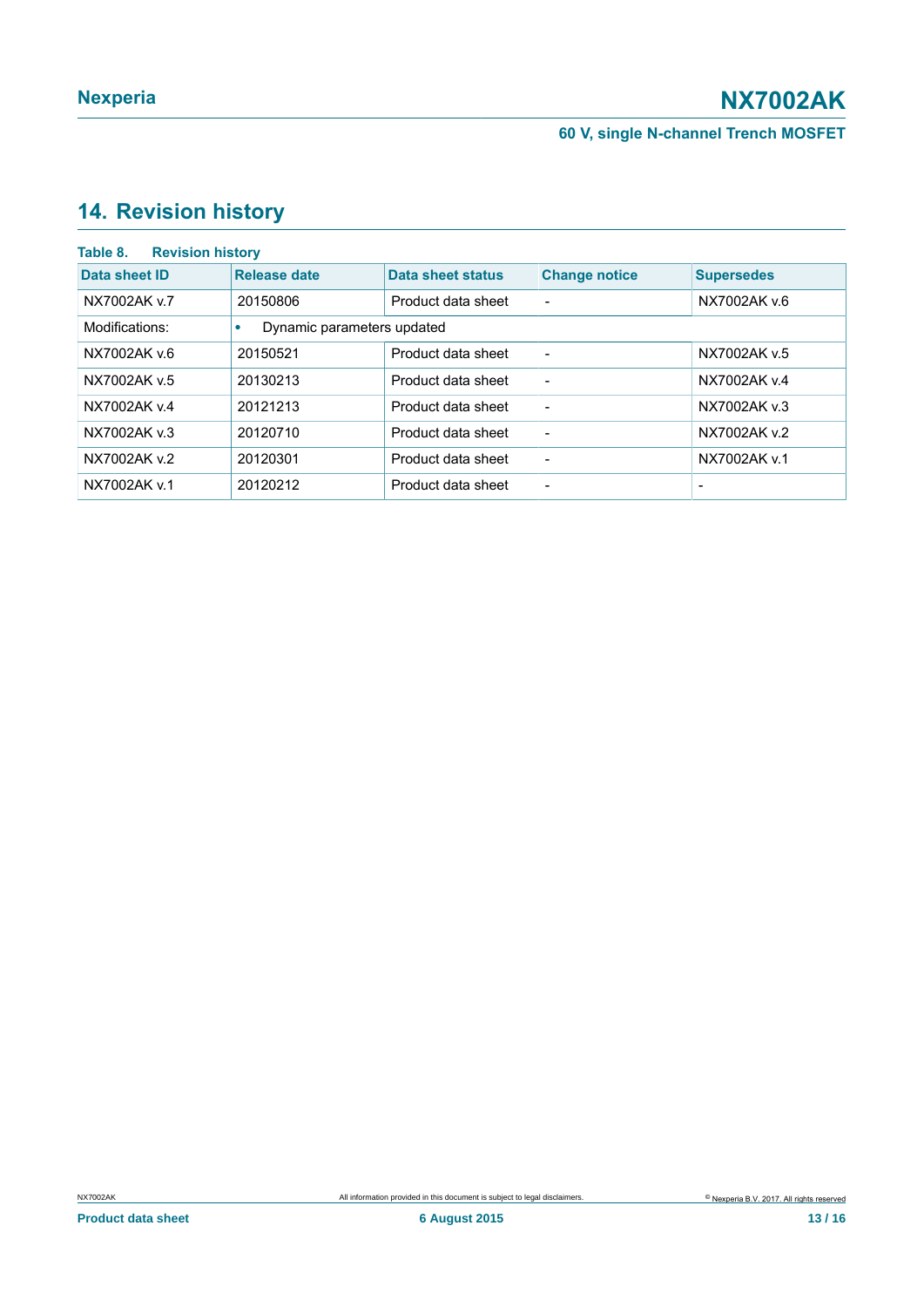## 14. Revision history

**Table 8. Revision history**

| Data sheet ID | Release date | Data sheet status | Change notice | Supersedes |
|---|---|---|---|---|
| NX7002AK v.7 | 20150806 | Product data sheet | - | NX7002AK v.6 |
| Modifications: | • Dynamic parameters updated | | | |
| NX7002AK v.6 | 20150521 | Product data sheet | - | NX7002AK v.5 |
| NX7002AK v.5 | 20130213 | Product data sheet | - | NX7002AK v.4 |
| NX7002AK v.4 | 20121213 | Product data sheet | - | NX7002AK v.3 |
| NX7002AK v.3 | 20120710 | Product data sheet | - | NX7002AK v.2 |
| NX7002AK v.2 | 20120301 | Product data sheet | - | NX7002AK v.1 |
| NX7002AK v.1 | 20120212 | Product data sheet | - | - |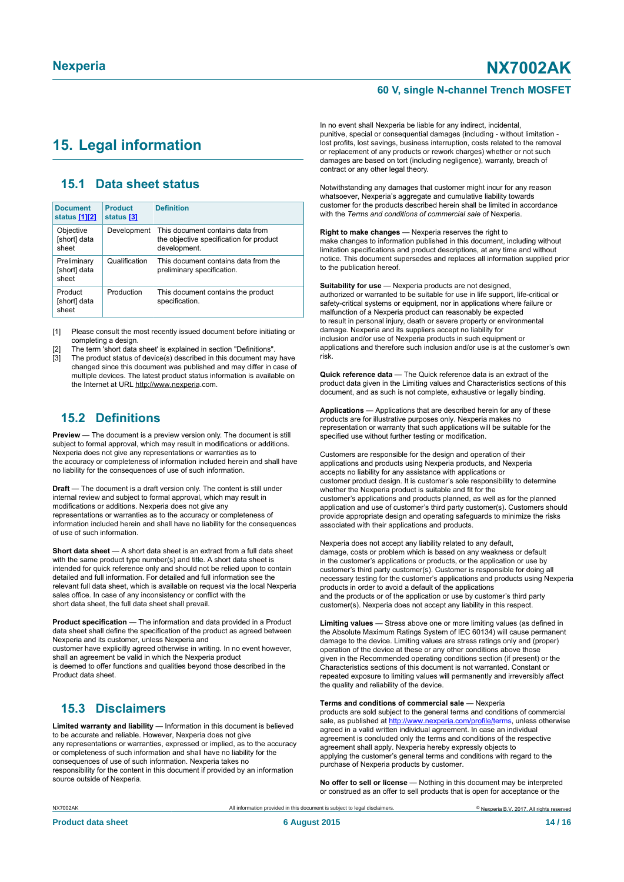# 15. Legal information

## 15.1 Data sheet status

| Document status [1][2] | Product status [3] | Definition |
|---|---|---|
| Objective [short] data sheet | Development | This document contains data from the objective specification for product development. |
| Preliminary [short] data sheet | Qualification | This document contains data from the preliminary specification. |
| Product [short] data sheet | Production | This document contains the product specification. |

[1] Please consult the most recently issued document before initiating or completing a design.

[2] The term 'short data sheet' is explained in section "Definitions".

[3] The product status of device(s) described in this document may have changed since this document was published and may differ in case of multiple devices. The latest product status information is available on the Internet at URL http://www.nexperia.com.

## 15.2 Definitions

**Preview** — The document is a preview version only. The document is still subject to formal approval, which may result in modifications or additions. Nexperia does not give any representations or warranties as to the accuracy or completeness of information included herein and shall have no liability for the consequences of use of such information.

**Draft** — The document is a draft version only. The content is still under internal review and subject to formal approval, which may result in modifications or additions. Nexperia does not give any representations or warranties as to the accuracy or completeness of information included herein and shall have no liability for the consequences of use of such information.

**Short data sheet** — A short data sheet is an extract from a full data sheet with the same product type number(s) and title. A short data sheet is intended for quick reference only and should not be relied upon to contain detailed and full information. For detailed and full information see the relevant full data sheet, which is available on request via the local Nexperia sales office. In case of any inconsistency or conflict with the short data sheet, the full data sheet shall prevail.

**Product specification** — The information and data provided in a Product data sheet shall define the specification of the product as agreed between Nexperia and its customer, unless Nexperia and customer have explicitly agreed otherwise in writing. In no event however, shall an agreement be valid in which the Nexperia product is deemed to offer functions and qualities beyond those described in the Product data sheet.

## 15.3 Disclaimers

**Limited warranty and liability** — Information in this document is believed to be accurate and reliable. However, Nexperia does not give any representations or warranties, expressed or implied, as to the accuracy or completeness of such information and shall have no liability for the consequences of use of such information. Nexperia takes no responsibility for the content in this document if provided by an information source outside of Nexperia.

In no event shall Nexperia be liable for any indirect, incidental, punitive, special or consequential damages (including - without limitation - lost profits, lost savings, business interruption, costs related to the removal or replacement of any products or rework charges) whether or not such damages are based on tort (including negligence), warranty, breach of contract or any other legal theory.

Notwithstanding any damages that customer might incur for any reason whatsoever, Nexperia's aggregate and cumulative liability towards customer for the products described herein shall be limited in accordance with the *Terms and conditions of commercial sale* of Nexperia.

**Right to make changes** — Nexperia reserves the right to make changes to information published in this document, including without limitation specifications and product descriptions, at any time and without notice. This document supersedes and replaces all information supplied prior to the publication hereof.

**Suitability for use** — Nexperia products are not designed, authorized or warranted to be suitable for use in life support, life-critical or safety-critical systems or equipment, nor in applications where failure or malfunction of a Nexperia product can reasonably be expected to result in personal injury, death or severe property or environmental damage. Nexperia and its suppliers accept no liability for inclusion and/or use of Nexperia products in such equipment or applications and therefore such inclusion and/or use is at the customer's own risk.

**Quick reference data** — The Quick reference data is an extract of the product data given in the Limiting values and Characteristics sections of this document, and as such is not complete, exhaustive or legally binding.

**Applications** — Applications that are described herein for any of these products are for illustrative purposes only. Nexperia makes no representation or warranty that such applications will be suitable for the specified use without further testing or modification.

Customers are responsible for the design and operation of their applications and products using Nexperia products, and Nexperia accepts no liability for any assistance with applications or customer product design. It is customer's sole responsibility to determine whether the Nexperia product is suitable and fit for the customer's applications and products planned, as well as for the planned application and use of customer's third party customer(s). Customers should provide appropriate design and operating safeguards to minimize the risks associated with their applications and products.

Nexperia does not accept any liability related to any default, damage, costs or problem which is based on any weakness or default in the customer's applications or products, or the application or use by customer's third party customer(s). Customer is responsible for doing all necessary testing for the customer's applications and products using Nexperia products in order to avoid a default of the applications and the products or of the application or use by customer's third party customer(s). Nexperia does not accept any liability in this respect.

**Limiting values** — Stress above one or more limiting values (as defined in the Absolute Maximum Ratings System of IEC 60134) will cause permanent damage to the device. Limiting values are stress ratings only and (proper) operation of the device at these or any other conditions above those given in the Recommended operating conditions section (if present) or the Characteristics sections of this document is not warranted. Constant or repeated exposure to limiting values will permanently and irreversibly affect the quality and reliability of the device.

**Terms and conditions of commercial sale** — Nexperia products are sold subject to the general terms and conditions of commercial sale, as published at http://www.nexperia.com/profile/terms, unless otherwise agreed in a valid written individual agreement. In case an individual agreement is concluded only the terms and conditions of the respective agreement shall apply. Nexperia hereby expressly objects to applying the customer's general terms and conditions with regard to the purchase of Nexperia products by customer.

**No offer to sell or license** — Nothing in this document may be interpreted or construed as an offer to sell products that is open for acceptance or the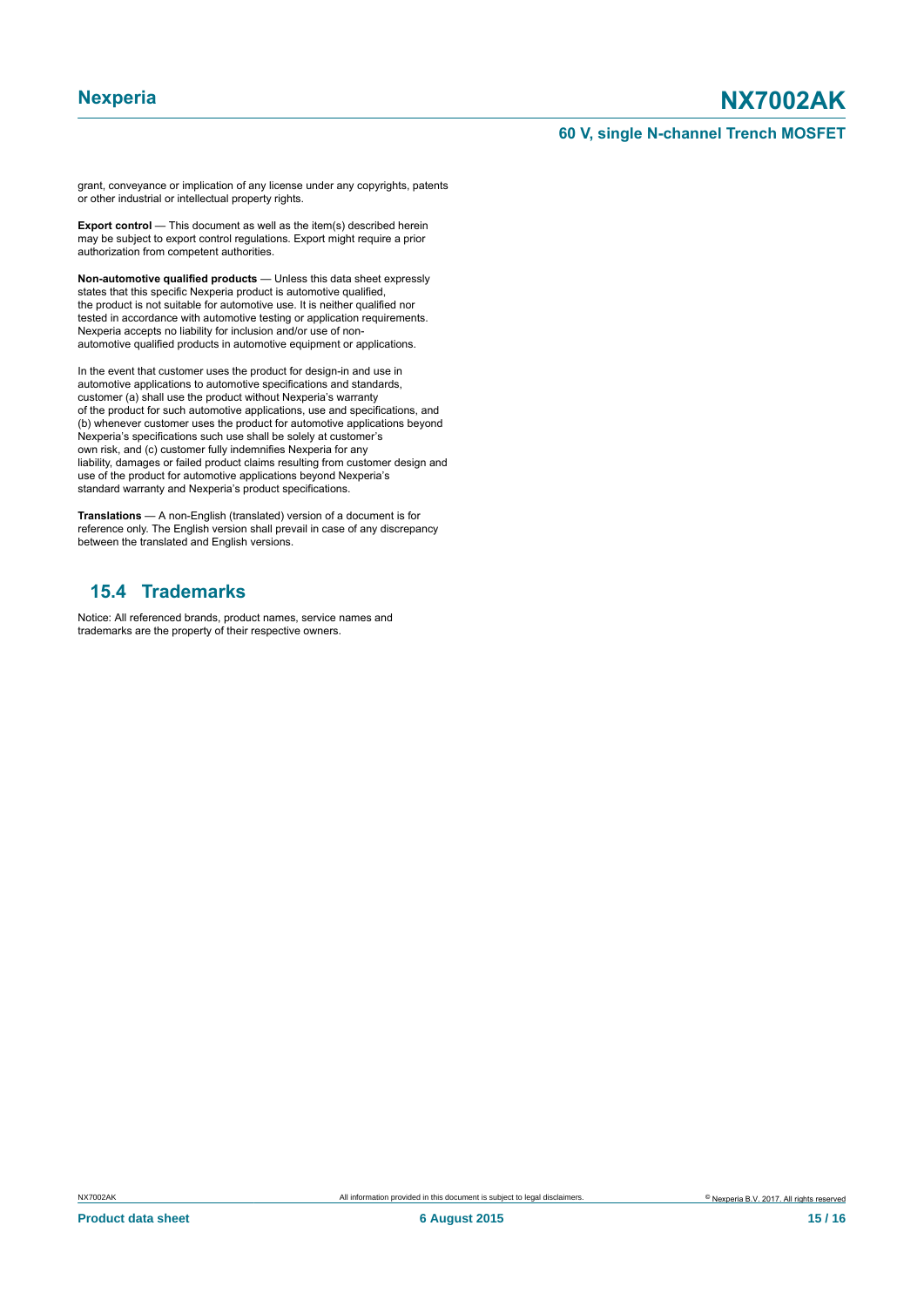grant, conveyance or implication of any license under any copyrights, patents or other industrial or intellectual property rights.

**Export control** — This document as well as the item(s) described herein may be subject to export control regulations. Export might require a prior authorization from competent authorities.

**Non-automotive qualified products** — Unless this data sheet expressly states that this specific Nexperia product is automotive qualified, the product is not suitable for automotive use. It is neither qualified nor tested in accordance with automotive testing or application requirements. Nexperia accepts no liability for inclusion and/or use of non-automotive qualified products in automotive equipment or applications.

In the event that customer uses the product for design-in and use in automotive applications to automotive specifications and standards, customer (a) shall use the product without Nexperia's warranty of the product for such automotive applications, use and specifications, and (b) whenever customer uses the product for automotive applications beyond Nexperia's specifications such use shall be solely at customer's own risk, and (c) customer fully indemnifies Nexperia for any liability, damages or failed product claims resulting from customer design and use of the product for automotive applications beyond Nexperia's standard warranty and Nexperia's product specifications.

**Translations** — A non-English (translated) version of a document is for reference only. The English version shall prevail in case of any discrepancy between the translated and English versions.

## 15.4 Trademarks

Notice: All referenced brands, product names, service names and trademarks are the property of their respective owners.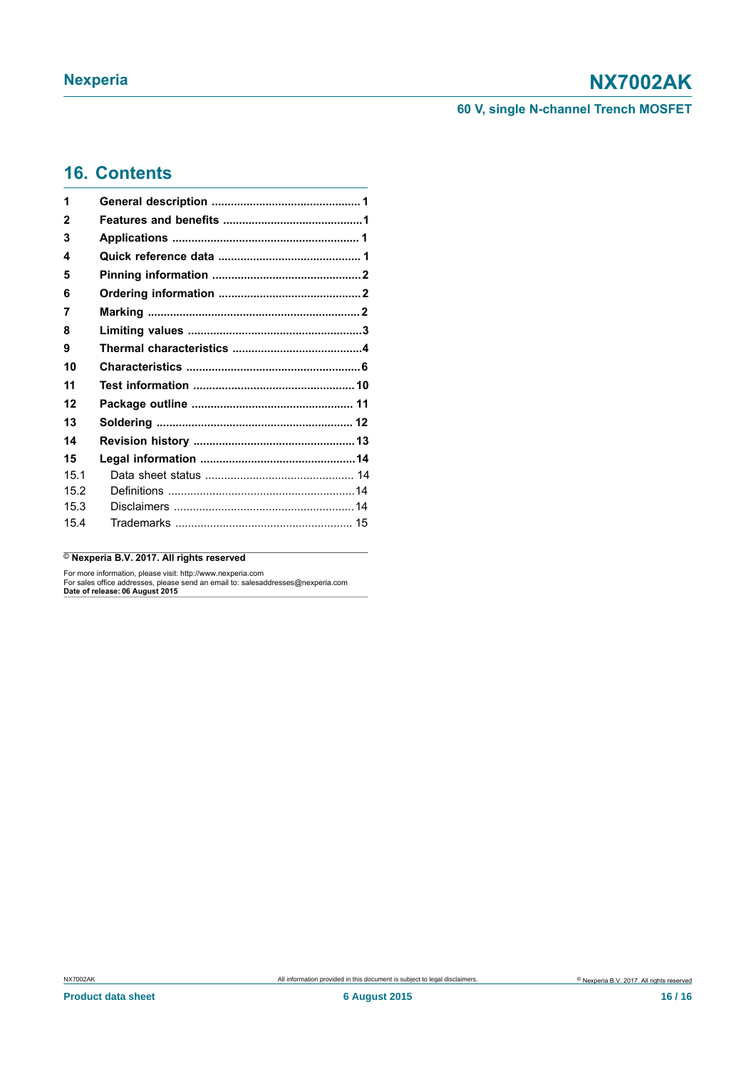## 16. Contents

| | | |
|---|---|---|
| **1** | **General description** | **1** |
| **2** | **Features and benefits** | **1** |
| **3** | **Applications** | **1** |
| **4** | **Quick reference data** | **1** |
| **5** | **Pinning information** | **2** |
| **6** | **Ordering information** | **2** |
| **7** | **Marking** | **2** |
| **8** | **Limiting values** | **3** |
| **9** | **Thermal characteristics** | **4** |
| **10** | **Characteristics** | **6** |
| **11** | **Test information** | **10** |
| **12** | **Package outline** | **11** |
| **13** | **Soldering** | **12** |
| **14** | **Revision history** | **13** |
| **15** | **Legal information** | **14** |
| 15.1 | Data sheet status | 14 |
| 15.2 | Definitions | 14 |
| 15.3 | Disclaimers | 14 |
| 15.4 | Trademarks | 15 |

© **Nexperia B.V. 2017. All rights reserved**

For more information, please visit: http://www.nexperia.com
For sales office addresses, please send an email to: salesaddresses@nexperia.com
**Date of release: 06 August 2015**